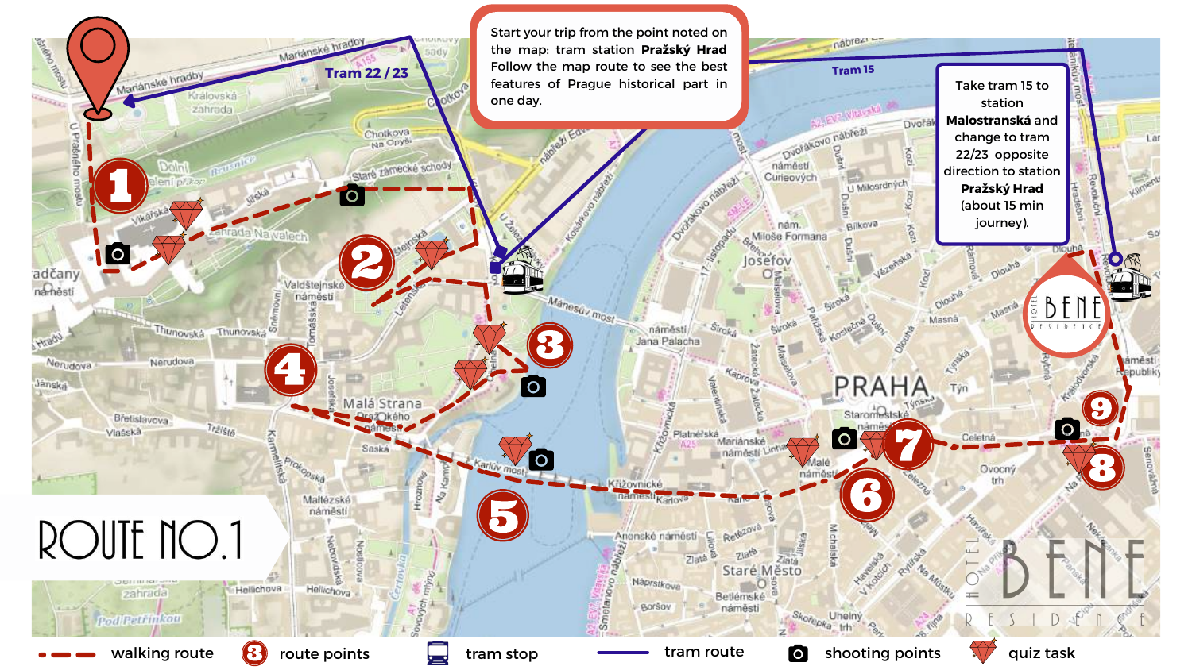# ROUTE NO.1

Start your trip from the point noted on the map: tram station **Pražský Hrad** Follow the map route to see the best features of Prague historical part in one day.

Take tram 15 to station **Malostranská** and change to tram 22/23 opposite direction to station **Pražský Hrad** (about 15 min journey).

Tram 22 / 23

Tram 15

- walking route
- route points
- tram stop
- tram route
- shooting points
- quiz task

BENE RESIDENCE HOTEL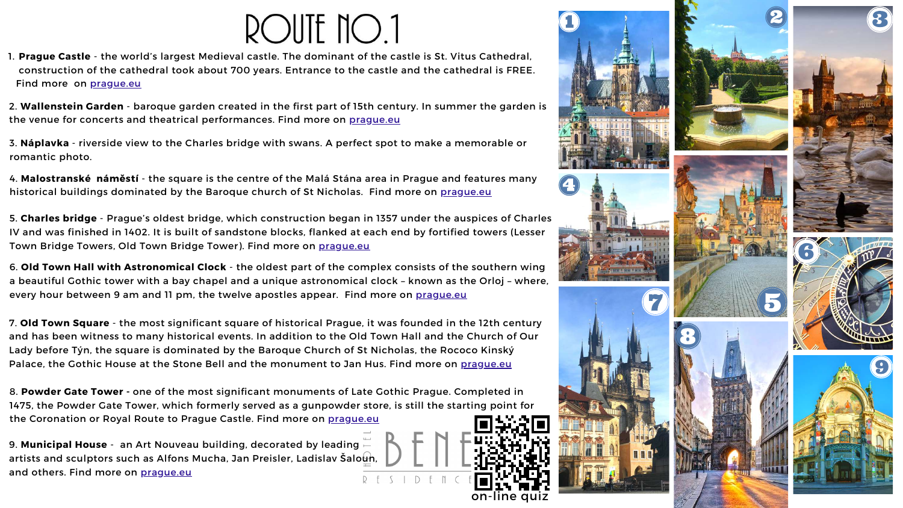# ROUTE NO.1

1. **Prague Castle** - the world's largest Medieval castle. The dominant of the castle is St. Vitus Cathedral, construction of the cathedral took about 700 years. Entrance to the castle and the cathedral is FREE. Find more on prague.eu

2. **Wallenstein Garden** - baroque garden created in the first part of 15th century. In summer the garden is the venue for concerts and theatrical performances. Find more on prague.eu

3. **Náplavka** - riverside view to the Charles bridge with swans. A perfect spot to make a memorable or romantic photo.

4. **Malostranské náměstí** - the square is the centre of the Malá Stána area in Prague and features many historical buildings dominated by the Baroque church of St Nicholas. Find more on prague.eu

5. **Charles bridge** - Prague's oldest bridge, which construction began in 1357 under the auspices of Charles IV and was finished in 1402. It is built of sandstone blocks, flanked at each end by fortified towers (Lesser Town Bridge Towers, Old Town Bridge Tower). Find more on prague.eu

6. **Old Town Hall with Astronomical Clock** - the oldest part of the complex consists of the southern wing a beautiful Gothic tower with a bay chapel and a unique astronomical clock – known as the Orloj – where, every hour between 9 am and 11 pm, the twelve apostles appear. Find more on prague.eu

7. **Old Town Square** - the most significant square of historical Prague, it was founded in the 12th century and has been witness to many historical events. In addition to the Old Town Hall and the Church of Our Lady before Týn, the square is dominated by the Baroque Church of St Nicholas, the Rococo Kinský Palace, the Gothic House at the Stone Bell and the monument to Jan Hus. Find more on prague.eu

8. **Powder Gate Tower** - one of the most significant monuments of Late Gothic Prague. Completed in 1475, the Powder Gate Tower, which formerly served as a gunpowder store, is still the starting point for the Coronation or Royal Route to Prague Castle. Find more on prague.eu

9. **Municipal House** - an Art Nouveau building, decorated by leading artists and sculptors such as Alfons Mucha, Jan Preisler, Ladislav Šaloun, and others. Find more on prague.eu

HOTEL BENE RESIDENCE

on-line quiz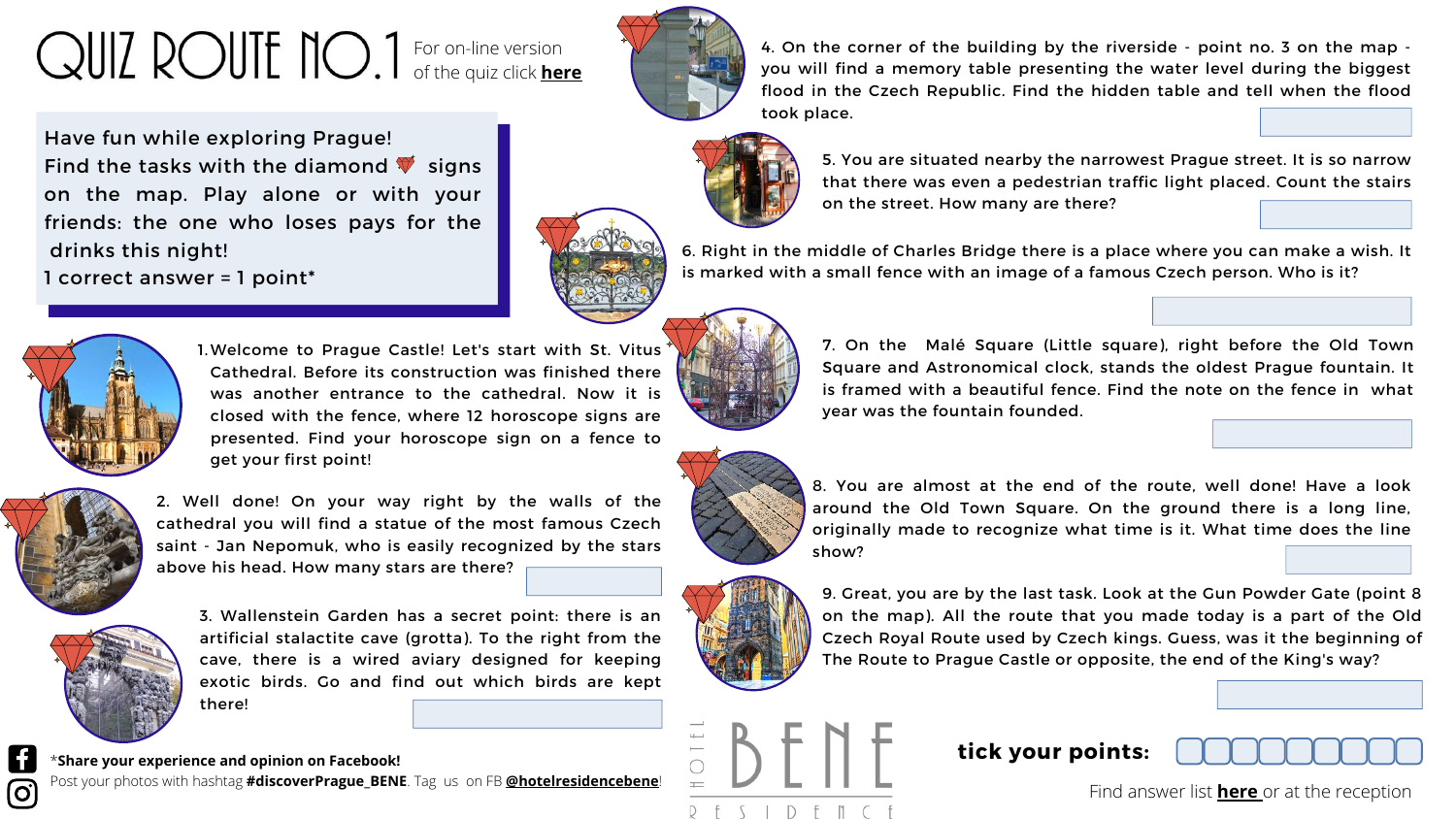# QUIZ ROUTE NO.1

For on-line version of the quiz click **here**

Have fun while exploring Prague!
Find the tasks with the diamond signs on the map. Play alone or with your friends: the one who loses pays for the drinks this night!
1 correct answer = 1 point*

1. Welcome to Prague Castle! Let's start with St. Vitus Cathedral. Before its construction was finished there was another entrance to the cathedral. Now it is closed with the fence, where 12 horoscope signs are presented. Find your horoscope sign on a fence to get your first point!

2. Well done! On your way right by the walls of the cathedral you will find a statue of the most famous Czech saint - Jan Nepomuk, who is easily recognized by the stars above his head. How many stars are there?

3. Wallenstein Garden has a secret point: there is an artificial stalactite cave (grotta). To the right from the cave, there is a wired aviary designed for keeping exotic birds. Go and find out which birds are kept there!

4. On the corner of the building by the riverside - point no. 3 on the map - you will find a memory table presenting the water level during the biggest flood in the Czech Republic. Find the hidden table and tell when the flood took place.

5. You are situated nearby the narrowest Prague street. It is so narrow that there was even a pedestrian traffic light placed. Count the stairs on the street. How many are there?

6. Right in the middle of Charles Bridge there is a place where you can make a wish. It is marked with a small fence with an image of a famous Czech person. Who is it?

7. On the Malé Square (Little square), right before the Old Town Square and Astronomical clock, stands the oldest Prague fountain. It is framed with a beautiful fence. Find the note on the fence in what year was the fountain founded.

8. You are almost at the end of the route, well done! Have a look around the Old Town Square. On the ground there is a long line, originally made to recognize what time is it. What time does the line show?

9. Great, you are by the last task. Look at the Gun Powder Gate (point 8 on the map). All the route that you made today is a part of the Old Czech Royal Route used by Czech kings. Guess, was it the beginning of The Route to Prague Castle or opposite, the end of the King's way?

***Share your experience and opinion on Facebook!**
Post your photos with hashtag **#discoverPrague_BENE**. Tag us on FB **@hotelresidencebene**!

HOTEL BENE RESIDENCE

**tick your points:**

Find answer list **here** or at the reception